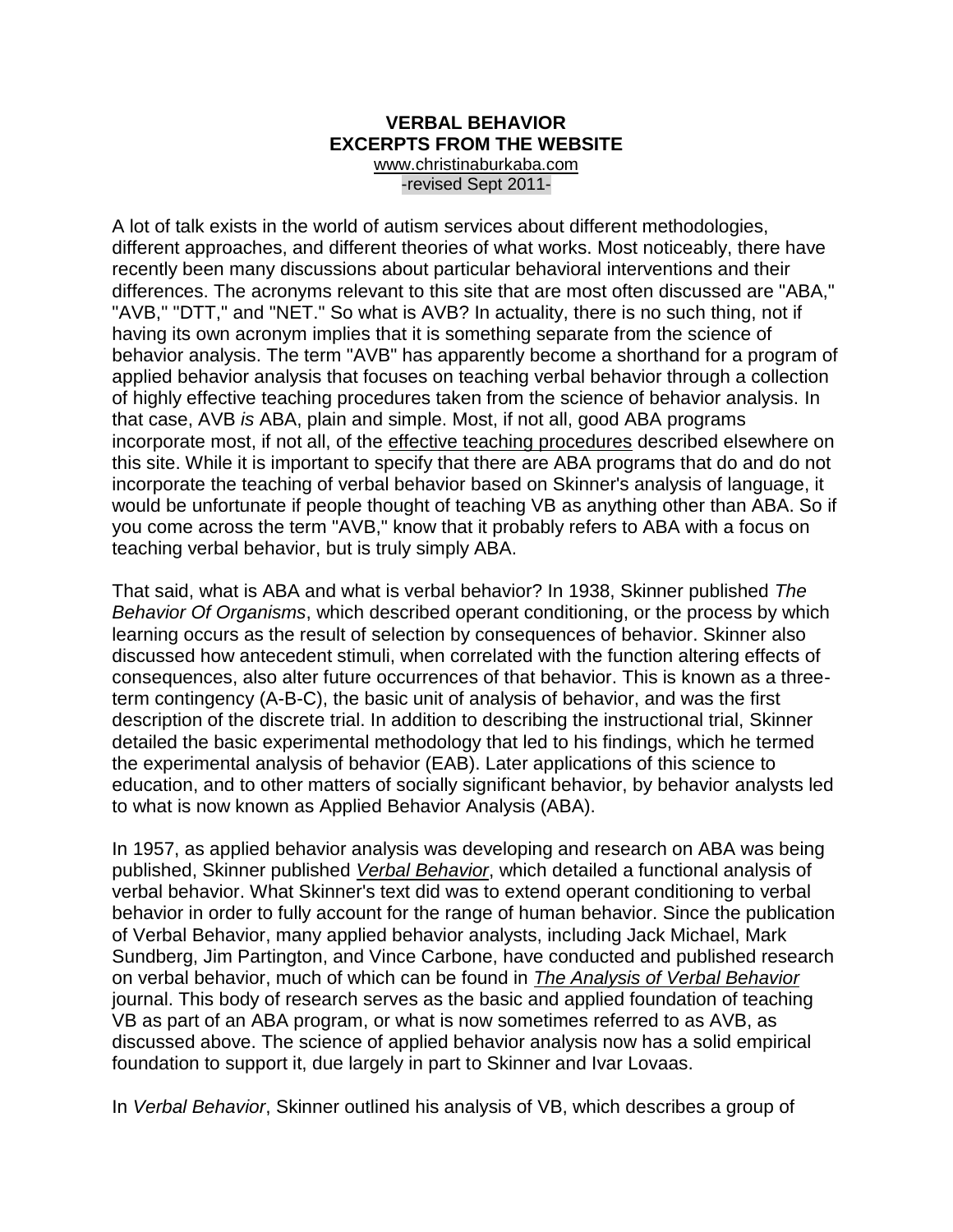**VERBAL BEHAVIOR**
**EXCERPTS FROM THE WEBSITE**
www.christinaburkaba.com
-revised Sept 2011-

A lot of talk exists in the world of autism services about different methodologies, different approaches, and different theories of what works. Most noticeably, there have recently been many discussions about particular behavioral interventions and their differences. The acronyms relevant to this site that are most often discussed are "ABA," "AVB," "DTT," and "NET." So what is AVB? In actuality, there is no such thing, not if having its own acronym implies that it is something separate from the science of behavior analysis. The term "AVB" has apparently become a shorthand for a program of applied behavior analysis that focuses on teaching verbal behavior through a collection of highly effective teaching procedures taken from the science of behavior analysis. In that case, AVB *is* ABA, plain and simple. Most, if not all, good ABA programs incorporate most, if not all, of the effective teaching procedures described elsewhere on this site. While it is important to specify that there are ABA programs that do and do not incorporate the teaching of verbal behavior based on Skinner's analysis of language, it would be unfortunate if people thought of teaching VB as anything other than ABA. So if you come across the term "AVB," know that it probably refers to ABA with a focus on teaching verbal behavior, but is truly simply ABA.

That said, what is ABA and what is verbal behavior? In 1938, Skinner published *The Behavior Of Organisms*, which described operant conditioning, or the process by which learning occurs as the result of selection by consequences of behavior. Skinner also discussed how antecedent stimuli, when correlated with the function altering effects of consequences, also alter future occurrences of that behavior. This is known as a three-term contingency (A-B-C), the basic unit of analysis of behavior, and was the first description of the discrete trial. In addition to describing the instructional trial, Skinner detailed the basic experimental methodology that led to his findings, which he termed the experimental analysis of behavior (EAB). Later applications of this science to education, and to other matters of socially significant behavior, by behavior analysts led to what is now known as Applied Behavior Analysis (ABA).

In 1957, as applied behavior analysis was developing and research on ABA was being published, Skinner published *Verbal Behavior*, which detailed a functional analysis of verbal behavior. What Skinner's text did was to extend operant conditioning to verbal behavior in order to fully account for the range of human behavior. Since the publication of Verbal Behavior, many applied behavior analysts, including Jack Michael, Mark Sundberg, Jim Partington, and Vince Carbone, have conducted and published research on verbal behavior, much of which can be found in *The Analysis of Verbal Behavior* journal. This body of research serves as the basic and applied foundation of teaching VB as part of an ABA program, or what is now sometimes referred to as AVB, as discussed above. The science of applied behavior analysis now has a solid empirical foundation to support it, due largely in part to Skinner and Ivar Lovaas.

In *Verbal Behavior*, Skinner outlined his analysis of VB, which describes a group of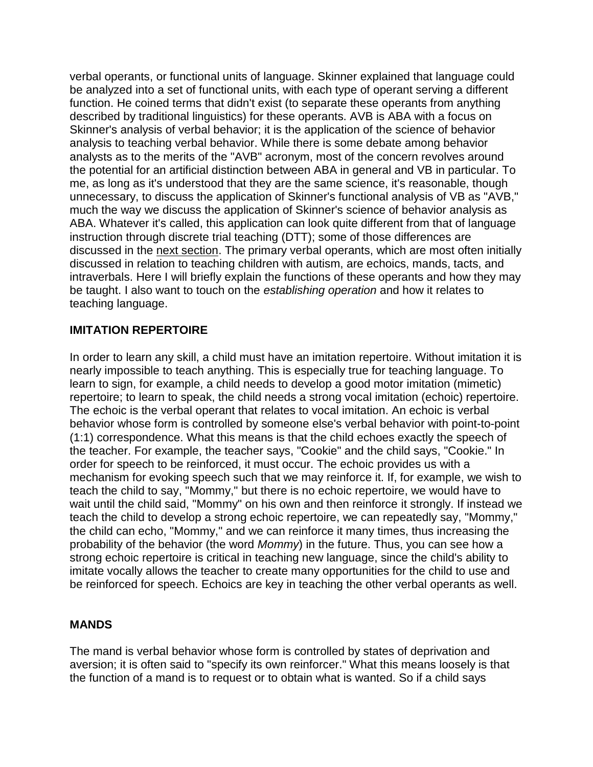verbal operants, or functional units of language. Skinner explained that language could be analyzed into a set of functional units, with each type of operant serving a different function. He coined terms that didn't exist (to separate these operants from anything described by traditional linguistics) for these operants. AVB is ABA with a focus on Skinner's analysis of verbal behavior; it is the application of the science of behavior analysis to teaching verbal behavior. While there is some debate among behavior analysts as to the merits of the "AVB" acronym, most of the concern revolves around the potential for an artificial distinction between ABA in general and VB in particular. To me, as long as it's understood that they are the same science, it's reasonable, though unnecessary, to discuss the application of Skinner's functional analysis of VB as "AVB," much the way we discuss the application of Skinner's science of behavior analysis as ABA. Whatever it's called, this application can look quite different from that of language instruction through discrete trial teaching (DTT); some of those differences are discussed in the next section. The primary verbal operants, which are most often initially discussed in relation to teaching children with autism, are echoics, mands, tacts, and intraverbals. Here I will briefly explain the functions of these operants and how they may be taught. I also want to touch on the *establishing operation* and how it relates to teaching language.

**IMITATION REPERTOIRE**

In order to learn any skill, a child must have an imitation repertoire. Without imitation it is nearly impossible to teach anything. This is especially true for teaching language. To learn to sign, for example, a child needs to develop a good motor imitation (mimetic) repertoire; to learn to speak, the child needs a strong vocal imitation (echoic) repertoire. The echoic is the verbal operant that relates to vocal imitation. An echoic is verbal behavior whose form is controlled by someone else's verbal behavior with point-to-point (1:1) correspondence. What this means is that the child echoes exactly the speech of the teacher. For example, the teacher says, "Cookie" and the child says, "Cookie." In order for speech to be reinforced, it must occur. The echoic provides us with a mechanism for evoking speech such that we may reinforce it. If, for example, we wish to teach the child to say, "Mommy," but there is no echoic repertoire, we would have to wait until the child said, "Mommy" on his own and then reinforce it strongly. If instead we teach the child to develop a strong echoic repertoire, we can repeatedly say, "Mommy," the child can echo, "Mommy," and we can reinforce it many times, thus increasing the probability of the behavior (the word *Mommy*) in the future. Thus, you can see how a strong echoic repertoire is critical in teaching new language, since the child's ability to imitate vocally allows the teacher to create many opportunities for the child to use and be reinforced for speech. Echoics are key in teaching the other verbal operants as well.

**MANDS**

The mand is verbal behavior whose form is controlled by states of deprivation and aversion; it is often said to "specify its own reinforcer." What this means loosely is that the function of a mand is to request or to obtain what is wanted. So if a child says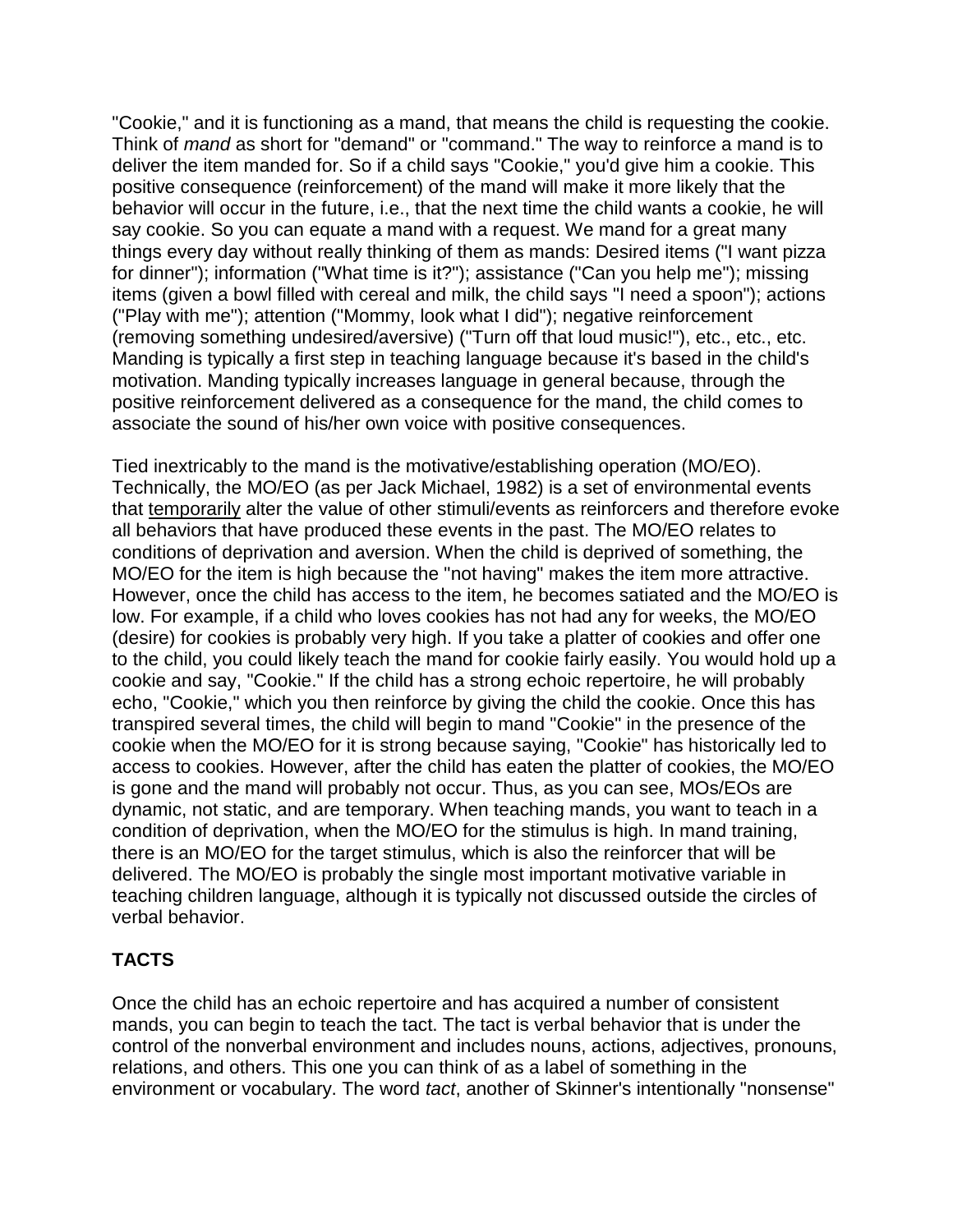"Cookie," and it is functioning as a mand, that means the child is requesting the cookie. Think of *mand* as short for "demand" or "command." The way to reinforce a mand is to deliver the item manded for. So if a child says "Cookie," you'd give him a cookie. This positive consequence (reinforcement) of the mand will make it more likely that the behavior will occur in the future, i.e., that the next time the child wants a cookie, he will say cookie. So you can equate a mand with a request. We mand for a great many things every day without really thinking of them as mands: Desired items ("I want pizza for dinner"); information ("What time is it?"); assistance ("Can you help me"); missing items (given a bowl filled with cereal and milk, the child says "I need a spoon"); actions ("Play with me"); attention ("Mommy, look what I did"); negative reinforcement (removing something undesired/aversive) ("Turn off that loud music!"), etc., etc., etc. Manding is typically a first step in teaching language because it's based in the child's motivation. Manding typically increases language in general because, through the positive reinforcement delivered as a consequence for the mand, the child comes to associate the sound of his/her own voice with positive consequences.

Tied inextricably to the mand is the motivative/establishing operation (MO/EO). Technically, the MO/EO (as per Jack Michael, 1982) is a set of environmental events that <u>temporarily</u> alter the value of other stimuli/events as reinforcers and therefore evoke all behaviors that have produced these events in the past. The MO/EO relates to conditions of deprivation and aversion. When the child is deprived of something, the MO/EO for the item is high because the "not having" makes the item more attractive. However, once the child has access to the item, he becomes satiated and the MO/EO is low. For example, if a child who loves cookies has not had any for weeks, the MO/EO (desire) for cookies is probably very high. If you take a platter of cookies and offer one to the child, you could likely teach the mand for cookie fairly easily. You would hold up a cookie and say, "Cookie." If the child has a strong echoic repertoire, he will probably echo, "Cookie," which you then reinforce by giving the child the cookie. Once this has transpired several times, the child will begin to mand "Cookie" in the presence of the cookie when the MO/EO for it is strong because saying, "Cookie" has historically led to access to cookies. However, after the child has eaten the platter of cookies, the MO/EO is gone and the mand will probably not occur. Thus, as you can see, MOs/EOs are dynamic, not static, and are temporary. When teaching mands, you want to teach in a condition of deprivation, when the MO/EO for the stimulus is high. In mand training, there is an MO/EO for the target stimulus, which is also the reinforcer that will be delivered. The MO/EO is probably the single most important motivative variable in teaching children language, although it is typically not discussed outside the circles of verbal behavior.

## TACTS

Once the child has an echoic repertoire and has acquired a number of consistent mands, you can begin to teach the tact. The tact is verbal behavior that is under the control of the nonverbal environment and includes nouns, actions, adjectives, pronouns, relations, and others. This one you can think of as a label of something in the environment or vocabulary. The word *tact*, another of Skinner's intentionally "nonsense"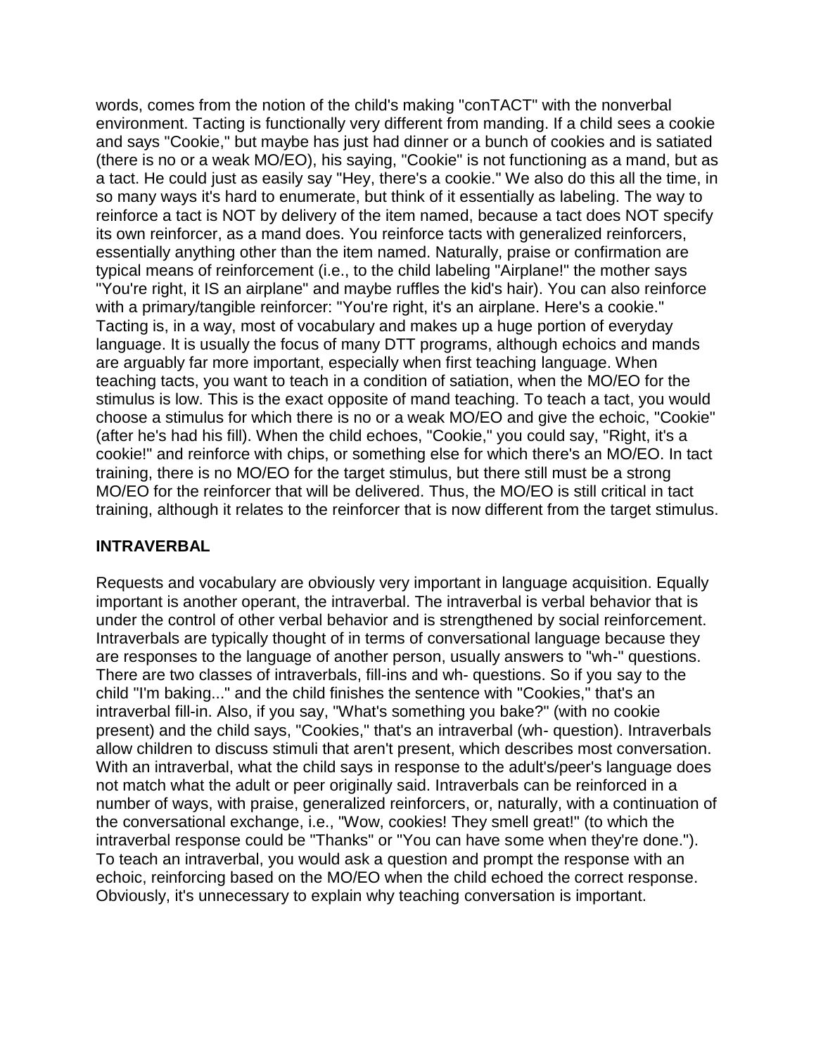words, comes from the notion of the child's making "conTACT" with the nonverbal environment. Tacting is functionally very different from manding. If a child sees a cookie and says "Cookie," but maybe has just had dinner or a bunch of cookies and is satiated (there is no or a weak MO/EO), his saying, "Cookie" is not functioning as a mand, but as a tact. He could just as easily say "Hey, there's a cookie." We also do this all the time, in so many ways it's hard to enumerate, but think of it essentially as labeling. The way to reinforce a tact is NOT by delivery of the item named, because a tact does NOT specify its own reinforcer, as a mand does. You reinforce tacts with generalized reinforcers, essentially anything other than the item named. Naturally, praise or confirmation are typical means of reinforcement (i.e., to the child labeling "Airplane!" the mother says "You're right, it IS an airplane" and maybe ruffles the kid's hair). You can also reinforce with a primary/tangible reinforcer: "You're right, it's an airplane. Here's a cookie." Tacting is, in a way, most of vocabulary and makes up a huge portion of everyday language. It is usually the focus of many DTT programs, although echoics and mands are arguably far more important, especially when first teaching language. When teaching tacts, you want to teach in a condition of satiation, when the MO/EO for the stimulus is low. This is the exact opposite of mand teaching. To teach a tact, you would choose a stimulus for which there is no or a weak MO/EO and give the echoic, "Cookie" (after he's had his fill). When the child echoes, "Cookie," you could say, "Right, it's a cookie!" and reinforce with chips, or something else for which there's an MO/EO. In tact training, there is no MO/EO for the target stimulus, but there still must be a strong MO/EO for the reinforcer that will be delivered. Thus, the MO/EO is still critical in tact training, although it relates to the reinforcer that is now different from the target stimulus.

**INTRAVERBAL**

Requests and vocabulary are obviously very important in language acquisition. Equally important is another operant, the intraverbal. The intraverbal is verbal behavior that is under the control of other verbal behavior and is strengthened by social reinforcement. Intraverbals are typically thought of in terms of conversational language because they are responses to the language of another person, usually answers to "wh-" questions. There are two classes of intraverbals, fill-ins and wh- questions. So if you say to the child "I'm baking..." and the child finishes the sentence with "Cookies," that's an intraverbal fill-in. Also, if you say, "What's something you bake?" (with no cookie present) and the child says, "Cookies," that's an intraverbal (wh- question). Intraverbals allow children to discuss stimuli that aren't present, which describes most conversation. With an intraverbal, what the child says in response to the adult's/peer's language does not match what the adult or peer originally said. Intraverbals can be reinforced in a number of ways, with praise, generalized reinforcers, or, naturally, with a continuation of the conversational exchange, i.e., "Wow, cookies! They smell great!" (to which the intraverbal response could be "Thanks" or "You can have some when they're done."). To teach an intraverbal, you would ask a question and prompt the response with an echoic, reinforcing based on the MO/EO when the child echoed the correct response. Obviously, it's unnecessary to explain why teaching conversation is important.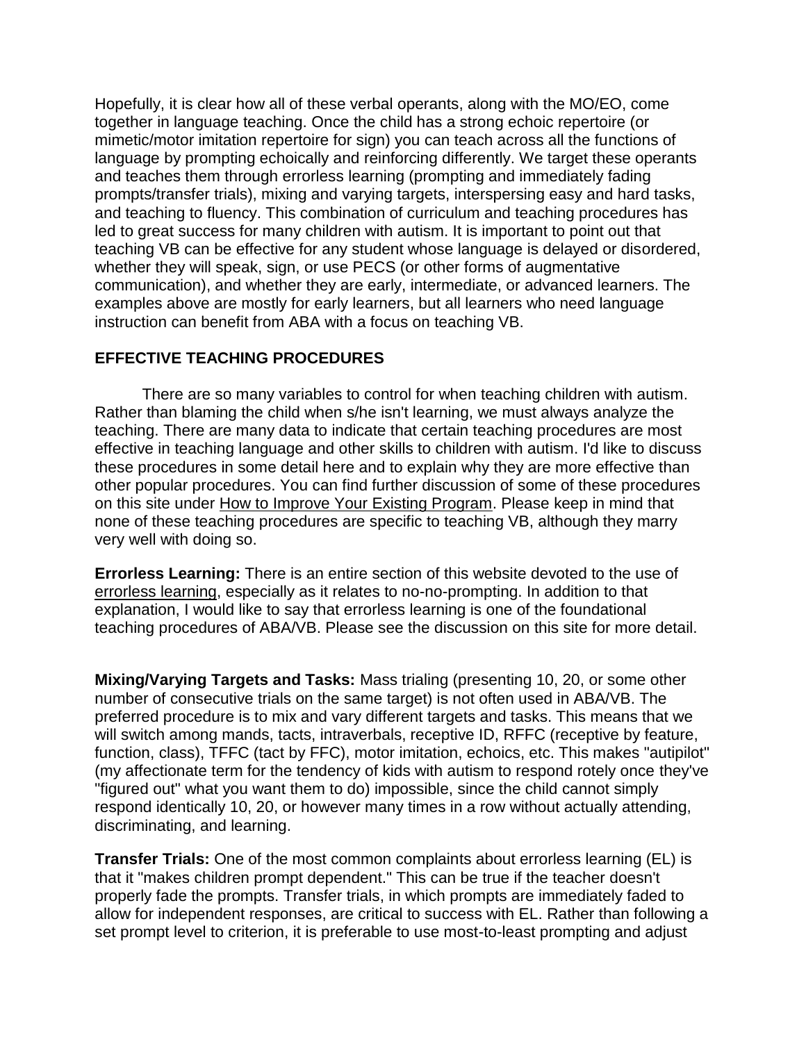Hopefully, it is clear how all of these verbal operants, along with the MO/EO, come together in language teaching. Once the child has a strong echoic repertoire (or mimetic/motor imitation repertoire for sign) you can teach across all the functions of language by prompting echoically and reinforcing differently. We target these operants and teaches them through errorless learning (prompting and immediately fading prompts/transfer trials), mixing and varying targets, interspersing easy and hard tasks, and teaching to fluency. This combination of curriculum and teaching procedures has led to great success for many children with autism. It is important to point out that teaching VB can be effective for any student whose language is delayed or disordered, whether they will speak, sign, or use PECS (or other forms of augmentative communication), and whether they are early, intermediate, or advanced learners. The examples above are mostly for early learners, but all learners who need language instruction can benefit from ABA with a focus on teaching VB.

## EFFECTIVE TEACHING PROCEDURES

There are so many variables to control for when teaching children with autism. Rather than blaming the child when s/he isn't learning, we must always analyze the teaching. There are many data to indicate that certain teaching procedures are most effective in teaching language and other skills to children with autism. I'd like to discuss these procedures in some detail here and to explain why they are more effective than other popular procedures. You can find further discussion of some of these procedures on this site under How to Improve Your Existing Program. Please keep in mind that none of these teaching procedures are specific to teaching VB, although they marry very well with doing so.

**Errorless Learning:** There is an entire section of this website devoted to the use of errorless learning, especially as it relates to no-no-prompting. In addition to that explanation, I would like to say that errorless learning is one of the foundational teaching procedures of ABA/VB. Please see the discussion on this site for more detail.

**Mixing/Varying Targets and Tasks:** Mass trialing (presenting 10, 20, or some other number of consecutive trials on the same target) is not often used in ABA/VB. The preferred procedure is to mix and vary different targets and tasks. This means that we will switch among mands, tacts, intraverbals, receptive ID, RFFC (receptive by feature, function, class), TFFC (tact by FFC), motor imitation, echoics, etc. This makes "autipilot" (my affectionate term for the tendency of kids with autism to respond rotely once they've "figured out" what you want them to do) impossible, since the child cannot simply respond identically 10, 20, or however many times in a row without actually attending, discriminating, and learning.

**Transfer Trials:** One of the most common complaints about errorless learning (EL) is that it "makes children prompt dependent." This can be true if the teacher doesn't properly fade the prompts. Transfer trials, in which prompts are immediately faded to allow for independent responses, are critical to success with EL. Rather than following a set prompt level to criterion, it is preferable to use most-to-least prompting and adjust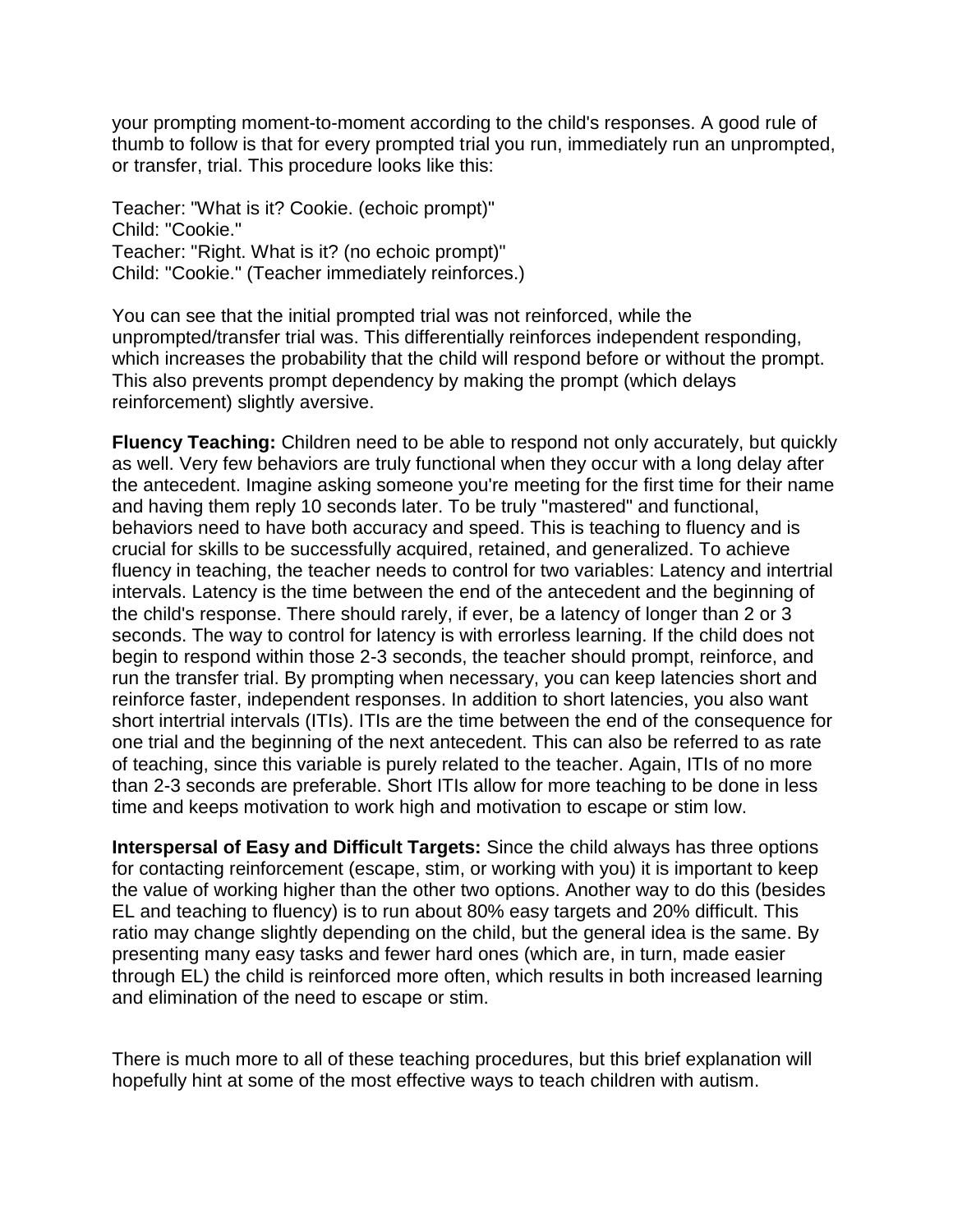your prompting moment-to-moment according to the child's responses. A good rule of thumb to follow is that for every prompted trial you run, immediately run an unprompted, or transfer, trial. This procedure looks like this:

Teacher: "What is it? Cookie. (echoic prompt)"
Child: "Cookie."
Teacher: "Right. What is it? (no echoic prompt)"
Child: "Cookie." (Teacher immediately reinforces.)

You can see that the initial prompted trial was not reinforced, while the unprompted/transfer trial was. This differentially reinforces independent responding, which increases the probability that the child will respond before or without the prompt. This also prevents prompt dependency by making the prompt (which delays reinforcement) slightly aversive.

**Fluency Teaching:** Children need to be able to respond not only accurately, but quickly as well. Very few behaviors are truly functional when they occur with a long delay after the antecedent. Imagine asking someone you're meeting for the first time for their name and having them reply 10 seconds later. To be truly "mastered" and functional, behaviors need to have both accuracy and speed. This is teaching to fluency and is crucial for skills to be successfully acquired, retained, and generalized. To achieve fluency in teaching, the teacher needs to control for two variables: Latency and intertrial intervals. Latency is the time between the end of the antecedent and the beginning of the child's response. There should rarely, if ever, be a latency of longer than 2 or 3 seconds. The way to control for latency is with errorless learning. If the child does not begin to respond within those 2-3 seconds, the teacher should prompt, reinforce, and run the transfer trial. By prompting when necessary, you can keep latencies short and reinforce faster, independent responses. In addition to short latencies, you also want short intertrial intervals (ITIs). ITIs are the time between the end of the consequence for one trial and the beginning of the next antecedent. This can also be referred to as rate of teaching, since this variable is purely related to the teacher. Again, ITIs of no more than 2-3 seconds are preferable. Short ITIs allow for more teaching to be done in less time and keeps motivation to work high and motivation to escape or stim low.

**Interspersal of Easy and Difficult Targets:** Since the child always has three options for contacting reinforcement (escape, stim, or working with you) it is important to keep the value of working higher than the other two options. Another way to do this (besides EL and teaching to fluency) is to run about 80% easy targets and 20% difficult. This ratio may change slightly depending on the child, but the general idea is the same. By presenting many easy tasks and fewer hard ones (which are, in turn, made easier through EL) the child is reinforced more often, which results in both increased learning and elimination of the need to escape or stim.

There is much more to all of these teaching procedures, but this brief explanation will hopefully hint at some of the most effective ways to teach children with autism.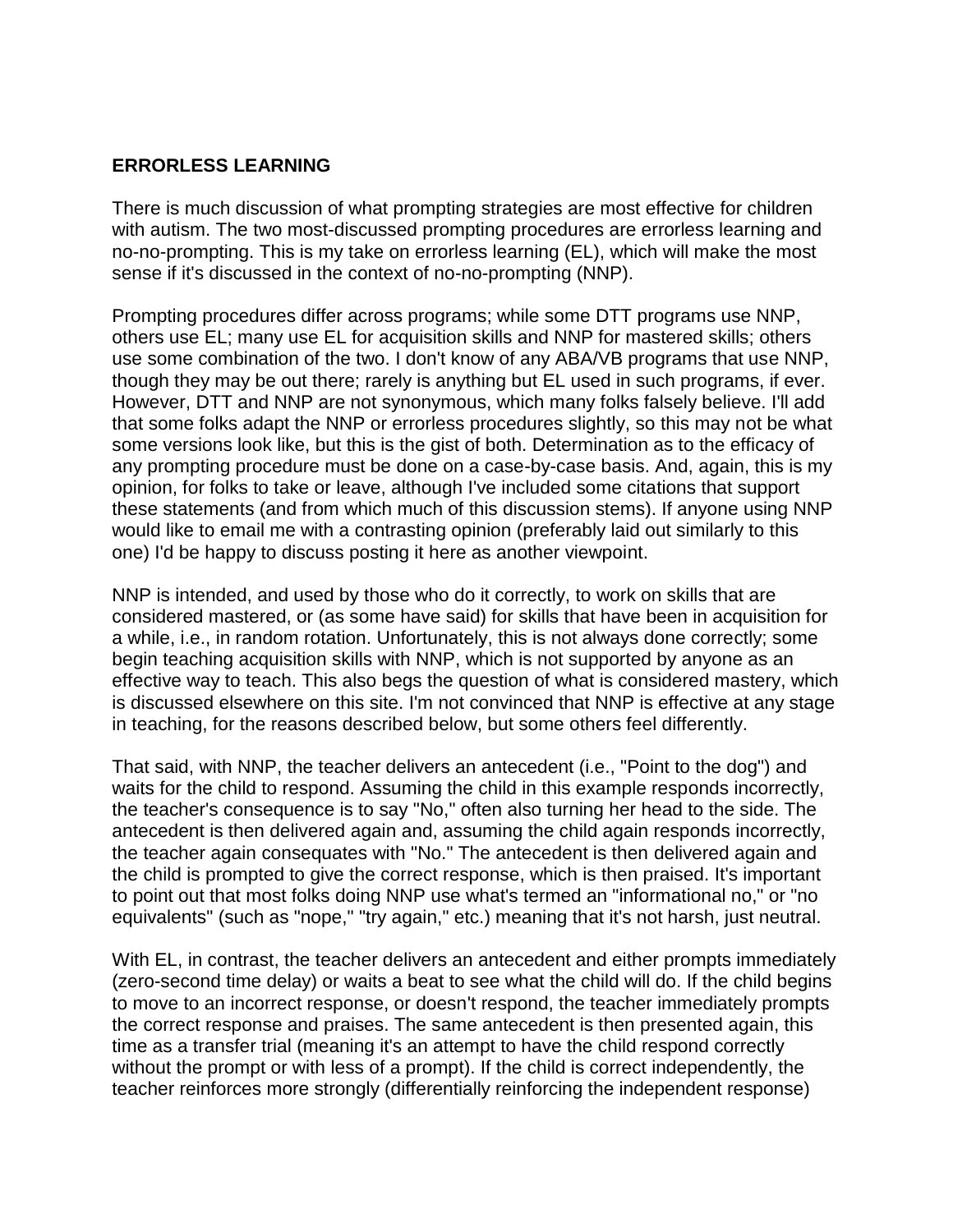**ERRORLESS LEARNING**

There is much discussion of what prompting strategies are most effective for children with autism. The two most-discussed prompting procedures are errorless learning and no-no-prompting. This is my take on errorless learning (EL), which will make the most sense if it's discussed in the context of no-no-prompting (NNP).

Prompting procedures differ across programs; while some DTT programs use NNP, others use EL; many use EL for acquisition skills and NNP for mastered skills; others use some combination of the two. I don't know of any ABA/VB programs that use NNP, though they may be out there; rarely is anything but EL used in such programs, if ever. However, DTT and NNP are not synonymous, which many folks falsely believe. I'll add that some folks adapt the NNP or errorless procedures slightly, so this may not be what some versions look like, but this is the gist of both. Determination as to the efficacy of any prompting procedure must be done on a case-by-case basis. And, again, this is my opinion, for folks to take or leave, although I've included some citations that support these statements (and from which much of this discussion stems). If anyone using NNP would like to email me with a contrasting opinion (preferably laid out similarly to this one) I'd be happy to discuss posting it here as another viewpoint.

NNP is intended, and used by those who do it correctly, to work on skills that are considered mastered, or (as some have said) for skills that have been in acquisition for a while, i.e., in random rotation. Unfortunately, this is not always done correctly; some begin teaching acquisition skills with NNP, which is not supported by anyone as an effective way to teach. This also begs the question of what is considered mastery, which is discussed elsewhere on this site. I'm not convinced that NNP is effective at any stage in teaching, for the reasons described below, but some others feel differently.

That said, with NNP, the teacher delivers an antecedent (i.e., "Point to the dog") and waits for the child to respond. Assuming the child in this example responds incorrectly, the teacher's consequence is to say "No," often also turning her head to the side. The antecedent is then delivered again and, assuming the child again responds incorrectly, the teacher again consequates with "No." The antecedent is then delivered again and the child is prompted to give the correct response, which is then praised. It's important to point out that most folks doing NNP use what's termed an "informational no," or "no equivalents" (such as "nope," "try again," etc.) meaning that it's not harsh, just neutral.

With EL, in contrast, the teacher delivers an antecedent and either prompts immediately (zero-second time delay) or waits a beat to see what the child will do. If the child begins to move to an incorrect response, or doesn't respond, the teacher immediately prompts the correct response and praises. The same antecedent is then presented again, this time as a transfer trial (meaning it's an attempt to have the child respond correctly without the prompt or with less of a prompt). If the child is correct independently, the teacher reinforces more strongly (differentially reinforcing the independent response)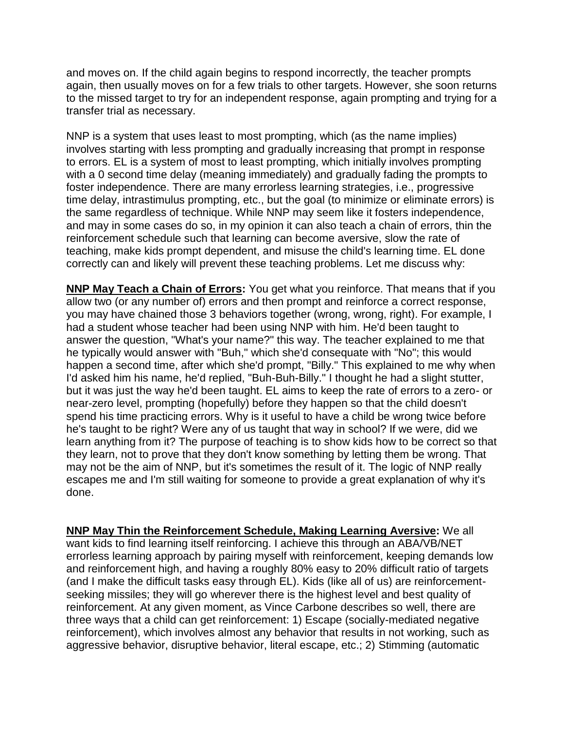and moves on. If the child again begins to respond incorrectly, the teacher prompts again, then usually moves on for a few trials to other targets. However, she soon returns to the missed target to try for an independent response, again prompting and trying for a transfer trial as necessary.

NNP is a system that uses least to most prompting, which (as the name implies) involves starting with less prompting and gradually increasing that prompt in response to errors. EL is a system of most to least prompting, which initially involves prompting with a 0 second time delay (meaning immediately) and gradually fading the prompts to foster independence. There are many errorless learning strategies, i.e., progressive time delay, intrastimulus prompting, etc., but the goal (to minimize or eliminate errors) is the same regardless of technique. While NNP may seem like it fosters independence, and may in some cases do so, in my opinion it can also teach a chain of errors, thin the reinforcement schedule such that learning can become aversive, slow the rate of teaching, make kids prompt dependent, and misuse the child's learning time. EL done correctly can and likely will prevent these teaching problems. Let me discuss why:

**NNP May Teach a Chain of Errors:** You get what you reinforce. That means that if you allow two (or any number of) errors and then prompt and reinforce a correct response, you may have chained those 3 behaviors together (wrong, wrong, right). For example, I had a student whose teacher had been using NNP with him. He'd been taught to answer the question, "What's your name?" this way. The teacher explained to me that he typically would answer with "Buh," which she'd consequate with "No"; this would happen a second time, after which she'd prompt, "Billy." This explained to me why when I'd asked him his name, he'd replied, "Buh-Buh-Billy." I thought he had a slight stutter, but it was just the way he'd been taught. EL aims to keep the rate of errors to a zero- or near-zero level, prompting (hopefully) before they happen so that the child doesn't spend his time practicing errors. Why is it useful to have a child be wrong twice before he's taught to be right? Were any of us taught that way in school? If we were, did we learn anything from it? The purpose of teaching is to show kids how to be correct so that they learn, not to prove that they don't know something by letting them be wrong. That may not be the aim of NNP, but it's sometimes the result of it. The logic of NNP really escapes me and I'm still waiting for someone to provide a great explanation of why it's done.

**NNP May Thin the Reinforcement Schedule, Making Learning Aversive:** We all want kids to find learning itself reinforcing. I achieve this through an ABA/VB/NET errorless learning approach by pairing myself with reinforcement, keeping demands low and reinforcement high, and having a roughly 80% easy to 20% difficult ratio of targets (and I make the difficult tasks easy through EL). Kids (like all of us) are reinforcement-seeking missiles; they will go wherever there is the highest level and best quality of reinforcement. At any given moment, as Vince Carbone describes so well, there are three ways that a child can get reinforcement: 1) Escape (socially-mediated negative reinforcement), which involves almost any behavior that results in not working, such as aggressive behavior, disruptive behavior, literal escape, etc.; 2) Stimming (automatic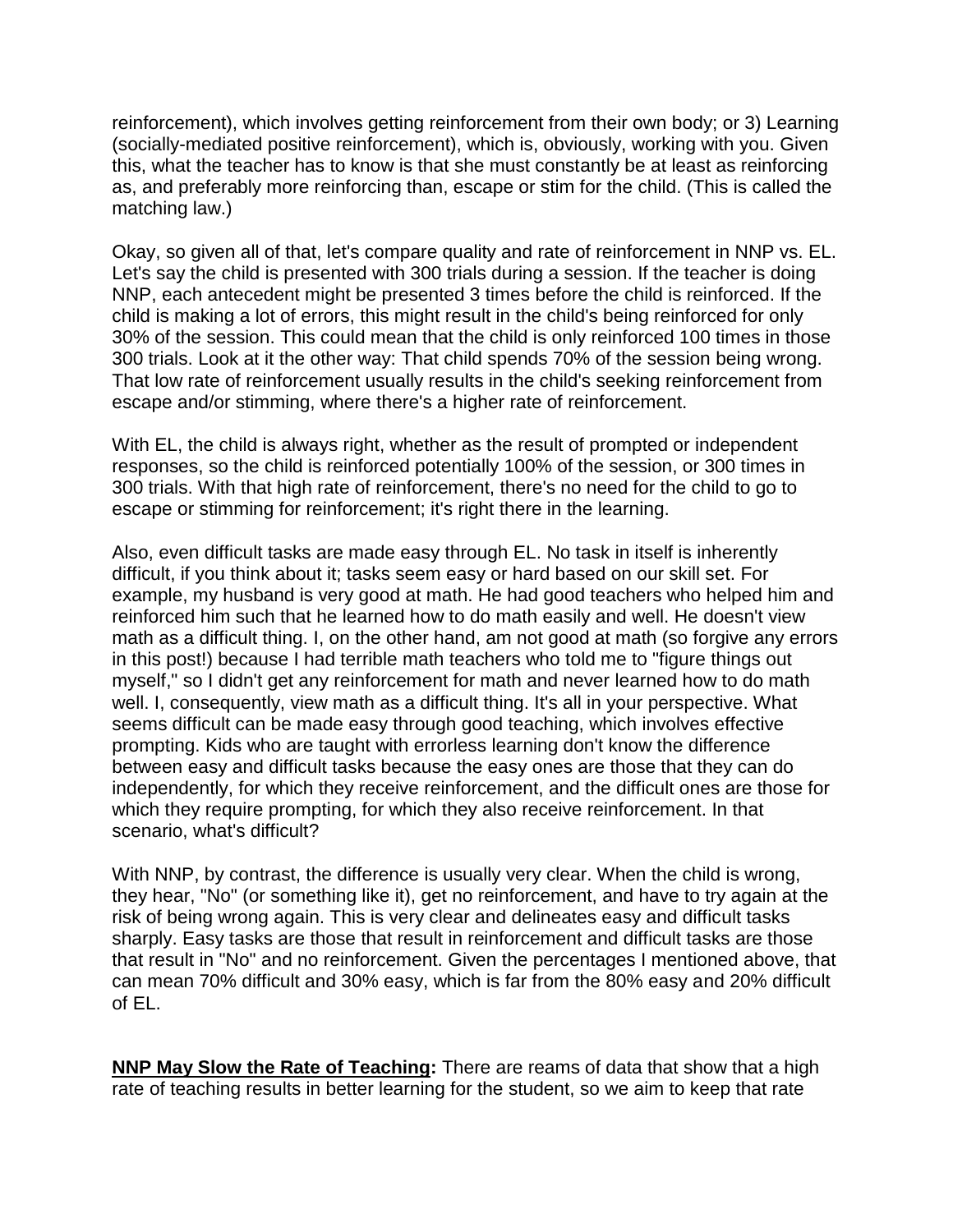reinforcement), which involves getting reinforcement from their own body; or 3) Learning (socially-mediated positive reinforcement), which is, obviously, working with you. Given this, what the teacher has to know is that she must constantly be at least as reinforcing as, and preferably more reinforcing than, escape or stim for the child. (This is called the matching law.)

Okay, so given all of that, let's compare quality and rate of reinforcement in NNP vs. EL. Let's say the child is presented with 300 trials during a session. If the teacher is doing NNP, each antecedent might be presented 3 times before the child is reinforced. If the child is making a lot of errors, this might result in the child's being reinforced for only 30% of the session. This could mean that the child is only reinforced 100 times in those 300 trials. Look at it the other way: That child spends 70% of the session being wrong. That low rate of reinforcement usually results in the child's seeking reinforcement from escape and/or stimming, where there's a higher rate of reinforcement.

With EL, the child is always right, whether as the result of prompted or independent responses, so the child is reinforced potentially 100% of the session, or 300 times in 300 trials. With that high rate of reinforcement, there's no need for the child to go to escape or stimming for reinforcement; it's right there in the learning.

Also, even difficult tasks are made easy through EL. No task in itself is inherently difficult, if you think about it; tasks seem easy or hard based on our skill set. For example, my husband is very good at math. He had good teachers who helped him and reinforced him such that he learned how to do math easily and well. He doesn't view math as a difficult thing. I, on the other hand, am not good at math (so forgive any errors in this post!) because I had terrible math teachers who told me to "figure things out myself," so I didn't get any reinforcement for math and never learned how to do math well. I, consequently, view math as a difficult thing. It's all in your perspective. What seems difficult can be made easy through good teaching, which involves effective prompting. Kids who are taught with errorless learning don't know the difference between easy and difficult tasks because the easy ones are those that they can do independently, for which they receive reinforcement, and the difficult ones are those for which they require prompting, for which they also receive reinforcement. In that scenario, what's difficult?

With NNP, by contrast, the difference is usually very clear. When the child is wrong, they hear, "No" (or something like it), get no reinforcement, and have to try again at the risk of being wrong again. This is very clear and delineates easy and difficult tasks sharply. Easy tasks are those that result in reinforcement and difficult tasks are those that result in "No" and no reinforcement. Given the percentages I mentioned above, that can mean 70% difficult and 30% easy, which is far from the 80% easy and 20% difficult of EL.

**NNP May Slow the Rate of Teaching:** There are reams of data that show that a high rate of teaching results in better learning for the student, so we aim to keep that rate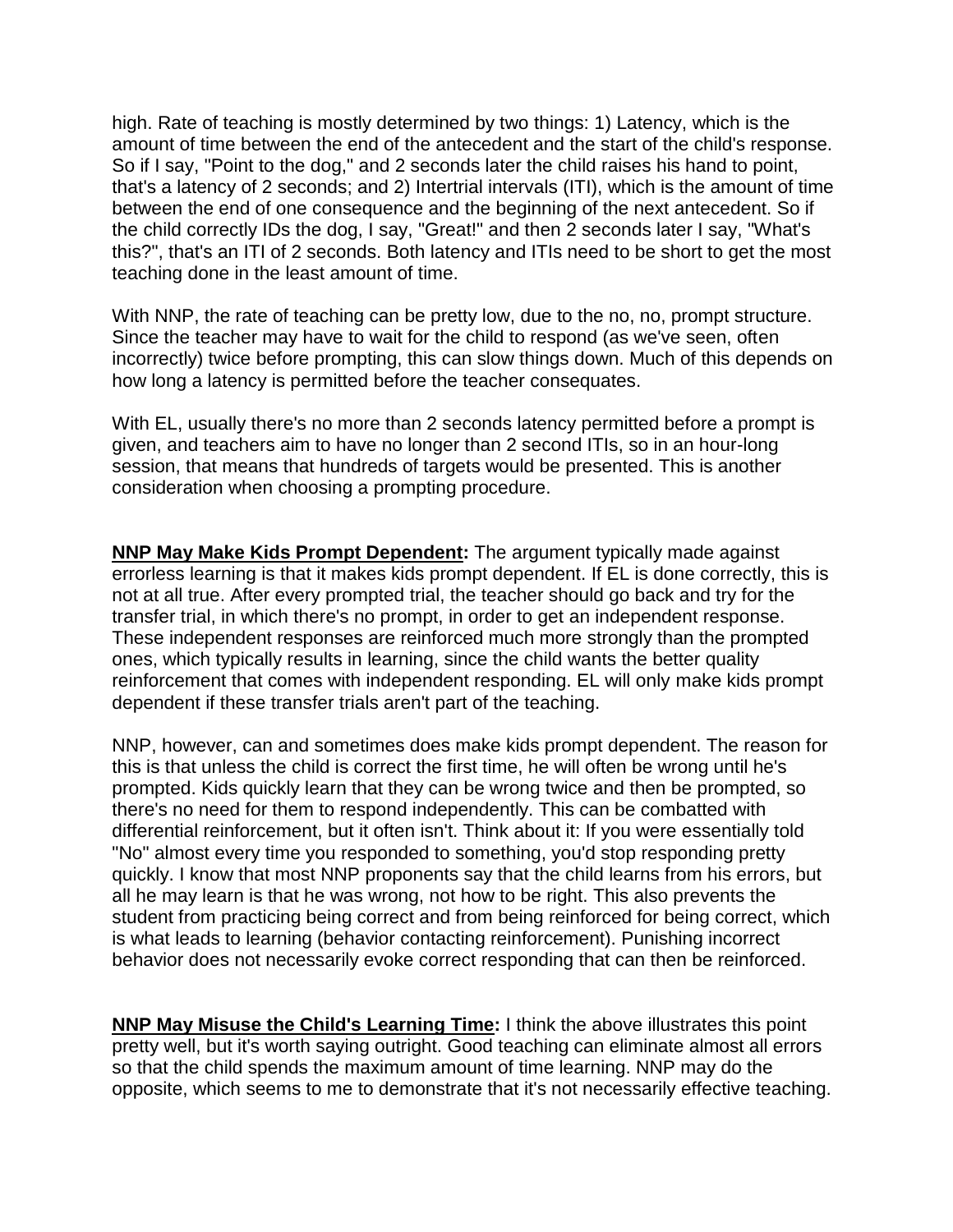high. Rate of teaching is mostly determined by two things: 1) Latency, which is the amount of time between the end of the antecedent and the start of the child's response. So if I say, "Point to the dog," and 2 seconds later the child raises his hand to point, that's a latency of 2 seconds; and 2) Intertrial intervals (ITI), which is the amount of time between the end of one consequence and the beginning of the next antecedent. So if the child correctly IDs the dog, I say, "Great!" and then 2 seconds later I say, "What's this?", that's an ITI of 2 seconds. Both latency and ITIs need to be short to get the most teaching done in the least amount of time.

With NNP, the rate of teaching can be pretty low, due to the no, no, prompt structure. Since the teacher may have to wait for the child to respond (as we've seen, often incorrectly) twice before prompting, this can slow things down. Much of this depends on how long a latency is permitted before the teacher consequates.

With EL, usually there's no more than 2 seconds latency permitted before a prompt is given, and teachers aim to have no longer than 2 second ITIs, so in an hour-long session, that means that hundreds of targets would be presented. This is another consideration when choosing a prompting procedure.

**NNP May Make Kids Prompt Dependent:** The argument typically made against errorless learning is that it makes kids prompt dependent. If EL is done correctly, this is not at all true. After every prompted trial, the teacher should go back and try for the transfer trial, in which there's no prompt, in order to get an independent response. These independent responses are reinforced much more strongly than the prompted ones, which typically results in learning, since the child wants the better quality reinforcement that comes with independent responding. EL will only make kids prompt dependent if these transfer trials aren't part of the teaching.

NNP, however, can and sometimes does make kids prompt dependent. The reason for this is that unless the child is correct the first time, he will often be wrong until he's prompted. Kids quickly learn that they can be wrong twice and then be prompted, so there's no need for them to respond independently. This can be combatted with differential reinforcement, but it often isn't. Think about it: If you were essentially told "No" almost every time you responded to something, you'd stop responding pretty quickly. I know that most NNP proponents say that the child learns from his errors, but all he may learn is that he was wrong, not how to be right. This also prevents the student from practicing being correct and from being reinforced for being correct, which is what leads to learning (behavior contacting reinforcement). Punishing incorrect behavior does not necessarily evoke correct responding that can then be reinforced.

**NNP May Misuse the Child's Learning Time:** I think the above illustrates this point pretty well, but it's worth saying outright. Good teaching can eliminate almost all errors so that the child spends the maximum amount of time learning. NNP may do the opposite, which seems to me to demonstrate that it's not necessarily effective teaching.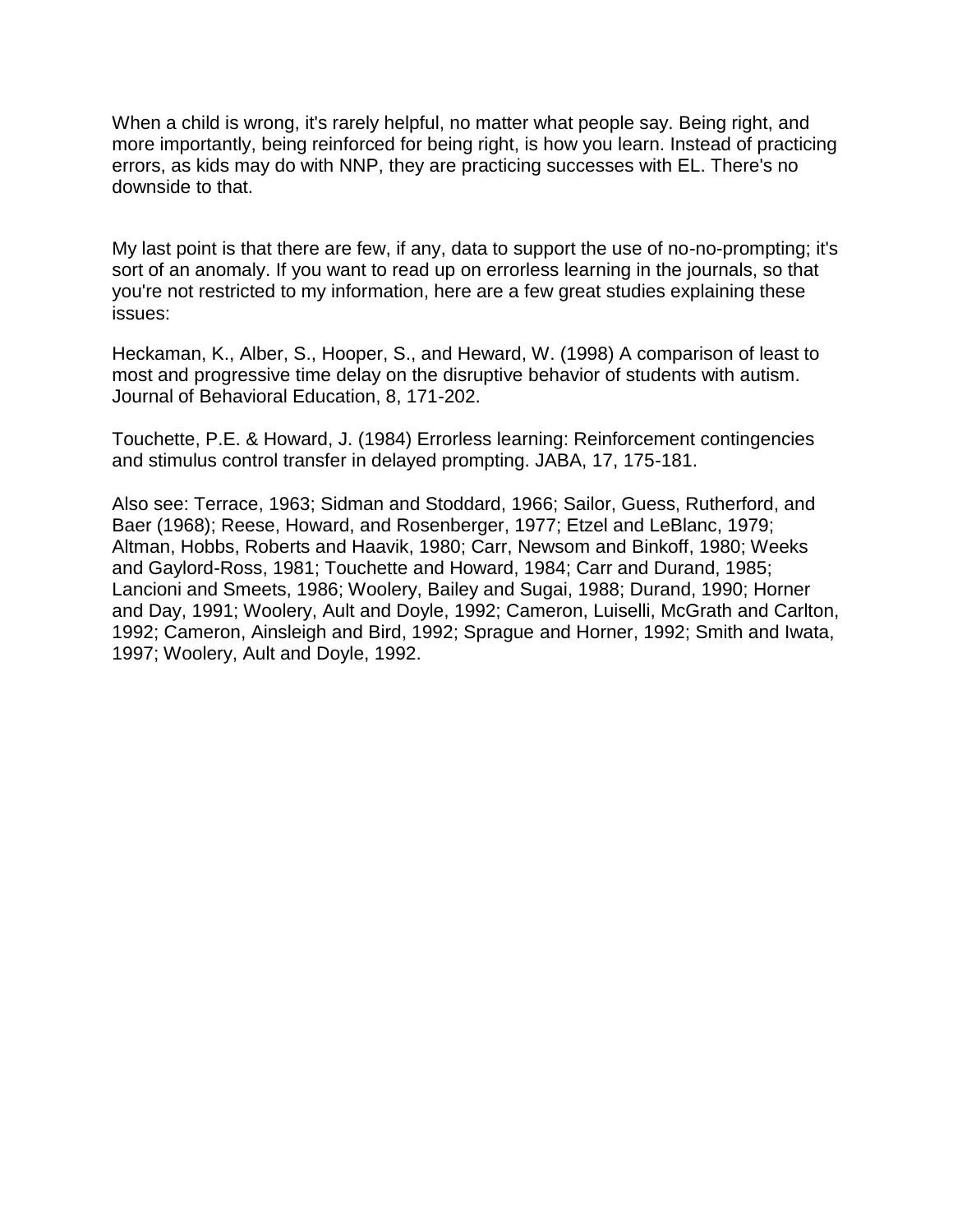When a child is wrong, it's rarely helpful, no matter what people say. Being right, and more importantly, being reinforced for being right, is how you learn. Instead of practicing errors, as kids may do with NNP, they are practicing successes with EL. There's no downside to that.

My last point is that there are few, if any, data to support the use of no-no-prompting; it's sort of an anomaly. If you want to read up on errorless learning in the journals, so that you're not restricted to my information, here are a few great studies explaining these issues:

Heckaman, K., Alber, S., Hooper, S., and Heward, W. (1998) A comparison of least to most and progressive time delay on the disruptive behavior of students with autism. Journal of Behavioral Education, 8, 171-202.

Touchette, P.E. & Howard, J. (1984) Errorless learning: Reinforcement contingencies and stimulus control transfer in delayed prompting. JABA, 17, 175-181.

Also see: Terrace, 1963; Sidman and Stoddard, 1966; Sailor, Guess, Rutherford, and Baer (1968); Reese, Howard, and Rosenberger, 1977; Etzel and LeBlanc, 1979; Altman, Hobbs, Roberts and Haavik, 1980; Carr, Newsom and Binkoff, 1980; Weeks and Gaylord-Ross, 1981; Touchette and Howard, 1984; Carr and Durand, 1985; Lancioni and Smeets, 1986; Woolery, Bailey and Sugai, 1988; Durand, 1990; Horner and Day, 1991; Woolery, Ault and Doyle, 1992; Cameron, Luiselli, McGrath and Carlton, 1992; Cameron, Ainsleigh and Bird, 1992; Sprague and Horner, 1992; Smith and Iwata, 1997; Woolery, Ault and Doyle, 1992.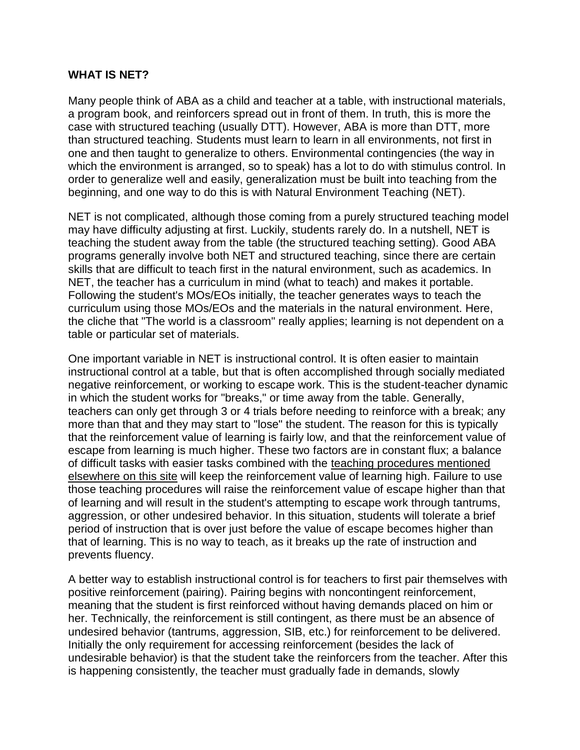## WHAT IS NET?

Many people think of ABA as a child and teacher at a table, with instructional materials, a program book, and reinforcers spread out in front of them. In truth, this is more the case with structured teaching (usually DTT). However, ABA is more than DTT, more than structured teaching. Students must learn to learn in all environments, not first in one and then taught to generalize to others. Environmental contingencies (the way in which the environment is arranged, so to speak) has a lot to do with stimulus control. In order to generalize well and easily, generalization must be built into teaching from the beginning, and one way to do this is with Natural Environment Teaching (NET).

NET is not complicated, although those coming from a purely structured teaching model may have difficulty adjusting at first. Luckily, students rarely do. In a nutshell, NET is teaching the student away from the table (the structured teaching setting). Good ABA programs generally involve both NET and structured teaching, since there are certain skills that are difficult to teach first in the natural environment, such as academics. In NET, the teacher has a curriculum in mind (what to teach) and makes it portable. Following the student's MOs/EOs initially, the teacher generates ways to teach the curriculum using those MOs/EOs and the materials in the natural environment. Here, the cliche that "The world is a classroom" really applies; learning is not dependent on a table or particular set of materials.

One important variable in NET is instructional control. It is often easier to maintain instructional control at a table, but that is often accomplished through socially mediated negative reinforcement, or working to escape work. This is the student-teacher dynamic in which the student works for "breaks," or time away from the table. Generally, teachers can only get through 3 or 4 trials before needing to reinforce with a break; any more than that and they may start to "lose" the student. The reason for this is typically that the reinforcement value of learning is fairly low, and that the reinforcement value of escape from learning is much higher. These two factors are in constant flux; a balance of difficult tasks with easier tasks combined with the teaching procedures mentioned elsewhere on this site will keep the reinforcement value of learning high. Failure to use those teaching procedures will raise the reinforcement value of escape higher than that of learning and will result in the student's attempting to escape work through tantrums, aggression, or other undesired behavior. In this situation, students will tolerate a brief period of instruction that is over just before the value of escape becomes higher than that of learning. This is no way to teach, as it breaks up the rate of instruction and prevents fluency.

A better way to establish instructional control is for teachers to first pair themselves with positive reinforcement (pairing). Pairing begins with noncontingent reinforcement, meaning that the student is first reinforced without having demands placed on him or her. Technically, the reinforcement is still contingent, as there must be an absence of undesired behavior (tantrums, aggression, SIB, etc.) for reinforcement to be delivered. Initially the only requirement for accessing reinforcement (besides the lack of undesirable behavior) is that the student take the reinforcers from the teacher. After this is happening consistently, the teacher must gradually fade in demands, slowly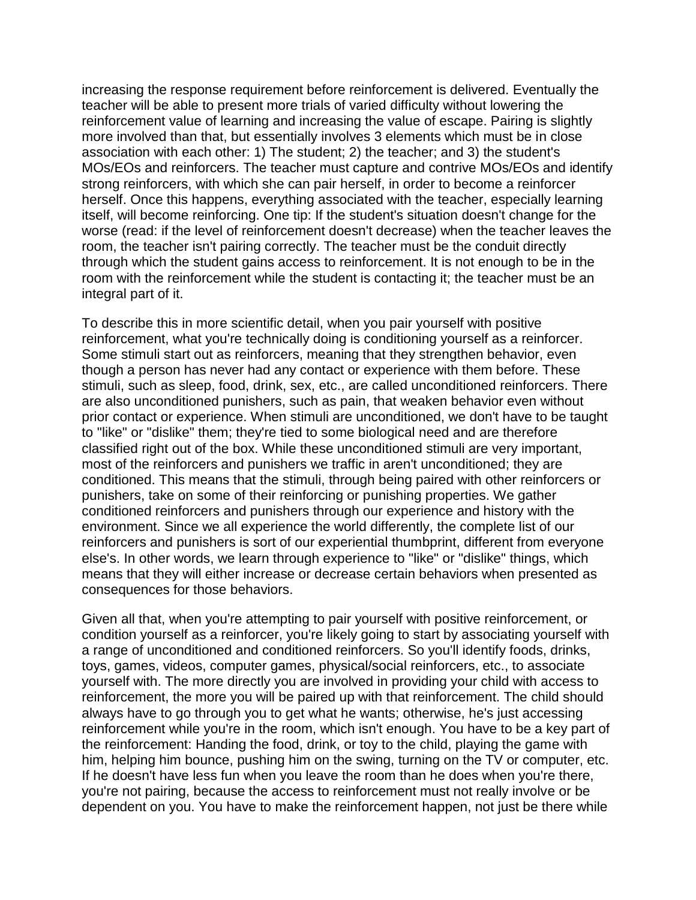increasing the response requirement before reinforcement is delivered. Eventually the teacher will be able to present more trials of varied difficulty without lowering the reinforcement value of learning and increasing the value of escape. Pairing is slightly more involved than that, but essentially involves 3 elements which must be in close association with each other: 1) The student; 2) the teacher; and 3) the student's MOs/EOs and reinforcers. The teacher must capture and contrive MOs/EOs and identify strong reinforcers, with which she can pair herself, in order to become a reinforcer herself. Once this happens, everything associated with the teacher, especially learning itself, will become reinforcing. One tip: If the student's situation doesn't change for the worse (read: if the level of reinforcement doesn't decrease) when the teacher leaves the room, the teacher isn't pairing correctly. The teacher must be the conduit directly through which the student gains access to reinforcement. It is not enough to be in the room with the reinforcement while the student is contacting it; the teacher must be an integral part of it.

To describe this in more scientific detail, when you pair yourself with positive reinforcement, what you're technically doing is conditioning yourself as a reinforcer. Some stimuli start out as reinforcers, meaning that they strengthen behavior, even though a person has never had any contact or experience with them before. These stimuli, such as sleep, food, drink, sex, etc., are called unconditioned reinforcers. There are also unconditioned punishers, such as pain, that weaken behavior even without prior contact or experience. When stimuli are unconditioned, we don't have to be taught to "like" or "dislike" them; they're tied to some biological need and are therefore classified right out of the box. While these unconditioned stimuli are very important, most of the reinforcers and punishers we traffic in aren't unconditioned; they are conditioned. This means that the stimuli, through being paired with other reinforcers or punishers, take on some of their reinforcing or punishing properties. We gather conditioned reinforcers and punishers through our experience and history with the environment. Since we all experience the world differently, the complete list of our reinforcers and punishers is sort of our experiential thumbprint, different from everyone else's. In other words, we learn through experience to "like" or "dislike" things, which means that they will either increase or decrease certain behaviors when presented as consequences for those behaviors.

Given all that, when you're attempting to pair yourself with positive reinforcement, or condition yourself as a reinforcer, you're likely going to start by associating yourself with a range of unconditioned and conditioned reinforcers. So you'll identify foods, drinks, toys, games, videos, computer games, physical/social reinforcers, etc., to associate yourself with. The more directly you are involved in providing your child with access to reinforcement, the more you will be paired up with that reinforcement. The child should always have to go through you to get what he wants; otherwise, he's just accessing reinforcement while you're in the room, which isn't enough. You have to be a key part of the reinforcement: Handing the food, drink, or toy to the child, playing the game with him, helping him bounce, pushing him on the swing, turning on the TV or computer, etc. If he doesn't have less fun when you leave the room than he does when you're there, you're not pairing, because the access to reinforcement must not really involve or be dependent on you. You have to make the reinforcement happen, not just be there while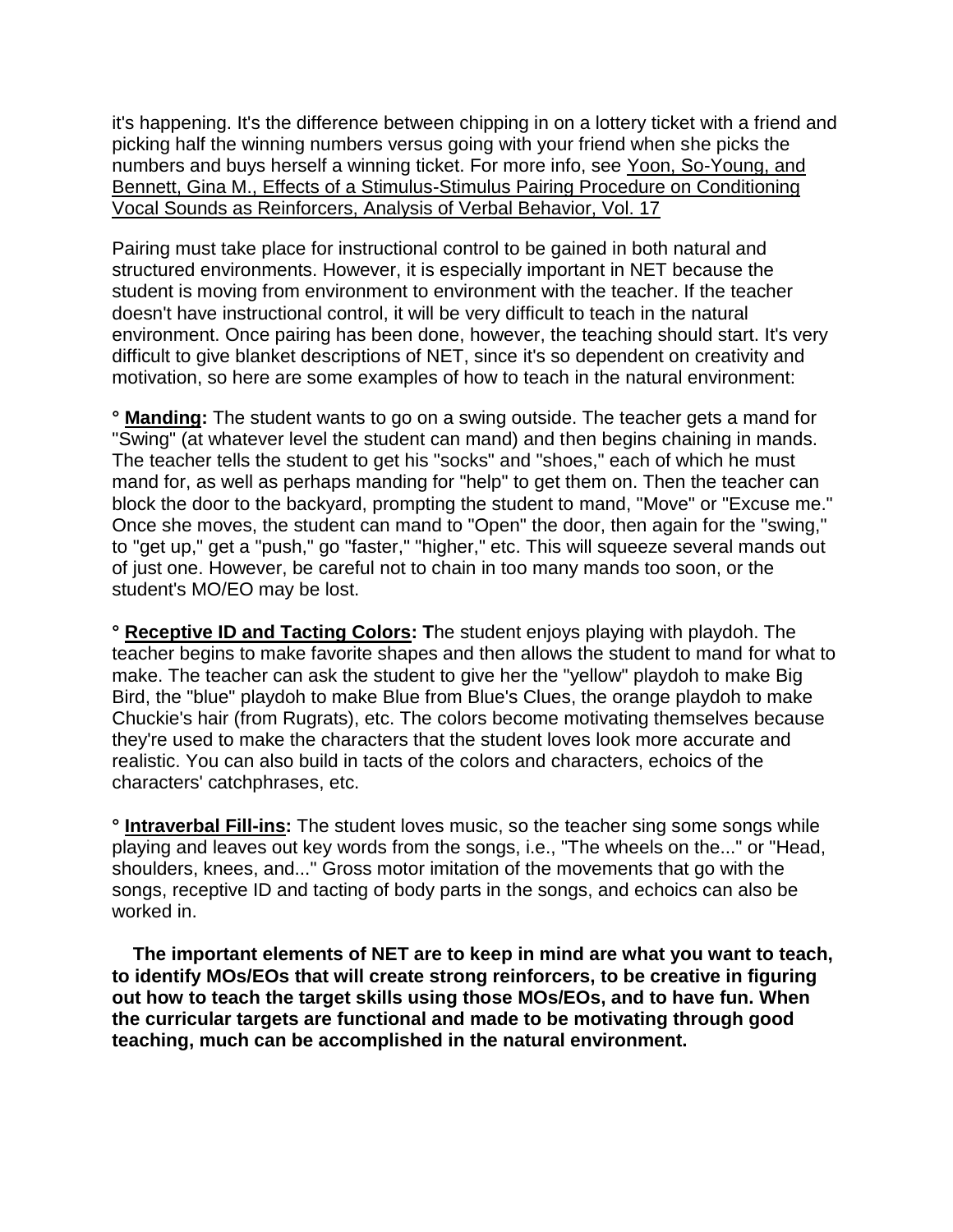it's happening. It's the difference between chipping in on a lottery ticket with a friend and picking half the winning numbers versus going with your friend when she picks the numbers and buys herself a winning ticket. For more info, see Yoon, So-Young, and Bennett, Gina M., Effects of a Stimulus-Stimulus Pairing Procedure on Conditioning Vocal Sounds as Reinforcers, Analysis of Verbal Behavior, Vol. 17

Pairing must take place for instructional control to be gained in both natural and structured environments. However, it is especially important in NET because the student is moving from environment to environment with the teacher. If the teacher doesn't have instructional control, it will be very difficult to teach in the natural environment. Once pairing has been done, however, the teaching should start. It's very difficult to give blanket descriptions of NET, since it's so dependent on creativity and motivation, so here are some examples of how to teach in the natural environment:

° **Manding:** The student wants to go on a swing outside. The teacher gets a mand for "Swing" (at whatever level the student can mand) and then begins chaining in mands. The teacher tells the student to get his "socks" and "shoes," each of which he must mand for, as well as perhaps manding for "help" to get them on. Then the teacher can block the door to the backyard, prompting the student to mand, "Move" or "Excuse me." Once she moves, the student can mand to "Open" the door, then again for the "swing," to "get up," get a "push," go "faster," "higher," etc. This will squeeze several mands out of just one. However, be careful not to chain in too many mands too soon, or the student's MO/EO may be lost.

° **Receptive ID and Tacting Colors: T**he student enjoys playing with playdoh. The teacher begins to make favorite shapes and then allows the student to mand for what to make. The teacher can ask the student to give her the "yellow" playdoh to make Big Bird, the "blue" playdoh to make Blue from Blue's Clues, the orange playdoh to make Chuckie's hair (from Rugrats), etc. The colors become motivating themselves because they're used to make the characters that the student loves look more accurate and realistic. You can also build in tacts of the colors and characters, echoics of the characters' catchphrases, etc.

° **Intraverbal Fill-ins:** The student loves music, so the teacher sing some songs while playing and leaves out key words from the songs, i.e., "The wheels on the..." or "Head, shoulders, knees, and..." Gross motor imitation of the movements that go with the songs, receptive ID and tacting of body parts in the songs, and echoics can also be worked in.

**The important elements of NET are to keep in mind are what you want to teach, to identify MOs/EOs that will create strong reinforcers, to be creative in figuring out how to teach the target skills using those MOs/EOs, and to have fun. When the curricular targets are functional and made to be motivating through good teaching, much can be accomplished in the natural environment.**